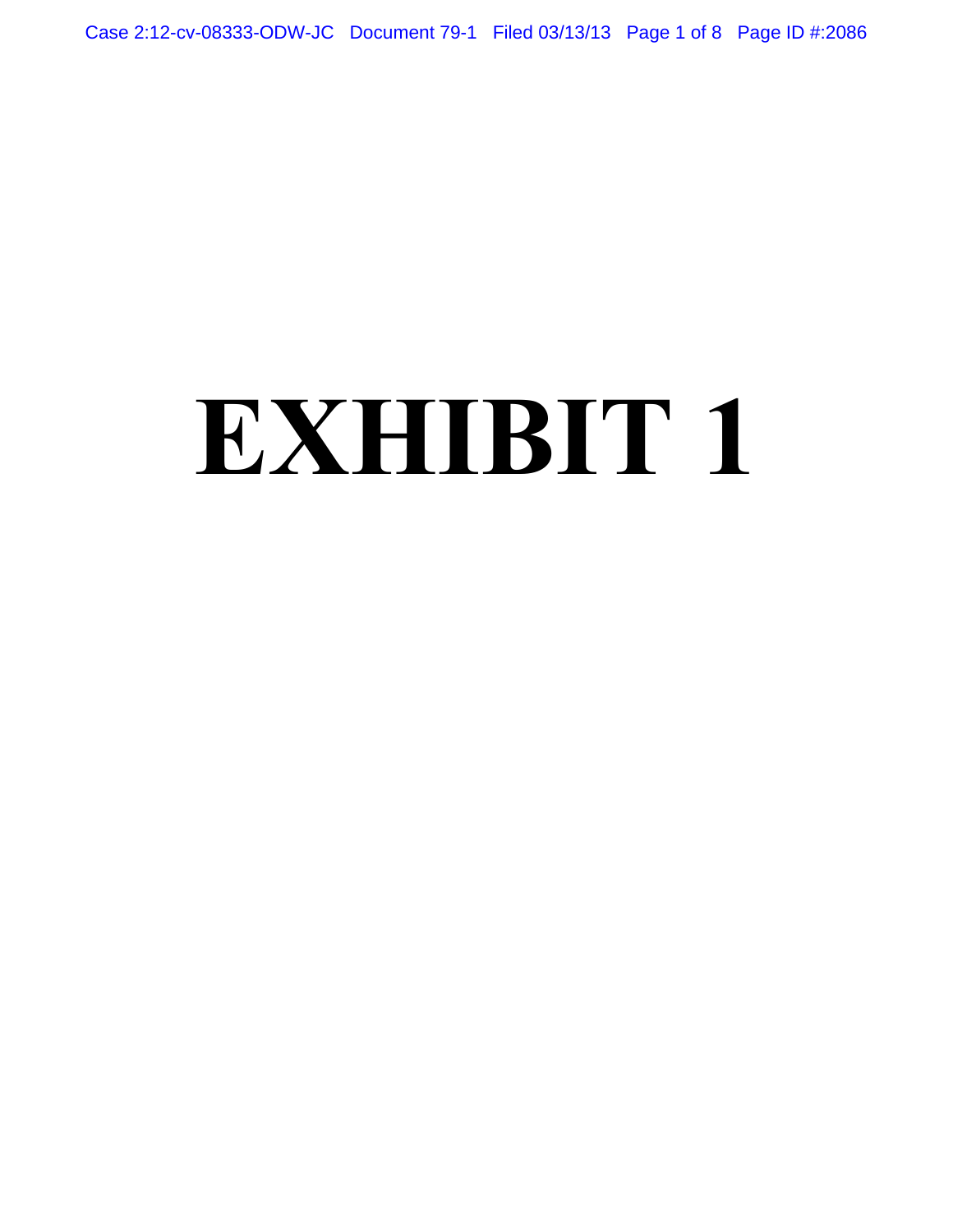# EXHIBIT 1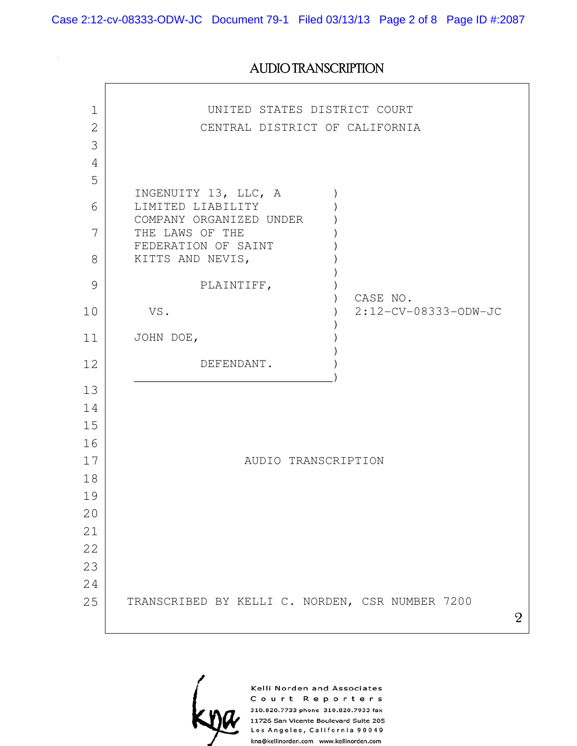# AUDIO TRANSCRIPTION

UNITED STATES DISTRICT COURT

CENTRAL DISTRICT OF CALIFORNIA

| | |
|---|---|
| INGENUITY 13, LLC, A LIMITED LIABILITY COMPANY ORGANIZED UNDER THE LAWS OF THE FEDERATION OF SAINT KITTS AND NEVIS, | |
| PLAINTIFF, | CASE NO. 2:12-CV-08333-ODW-JC |
| VS. | |
| JOHN DOE, | |
| DEFENDANT. | |

AUDIO TRANSCRIPTION

TRANSCRIBED BY KELLI C. NORDEN, CSR NUMBER 7200

Kelli Norden and Associates
Court Reporters
310.820.7733 phone 310.820.7933 fax
11726 San Vicente Boulevard Suite 205
Los Angeles, California 90049
kna@kellinorden.com www.kellinorden.com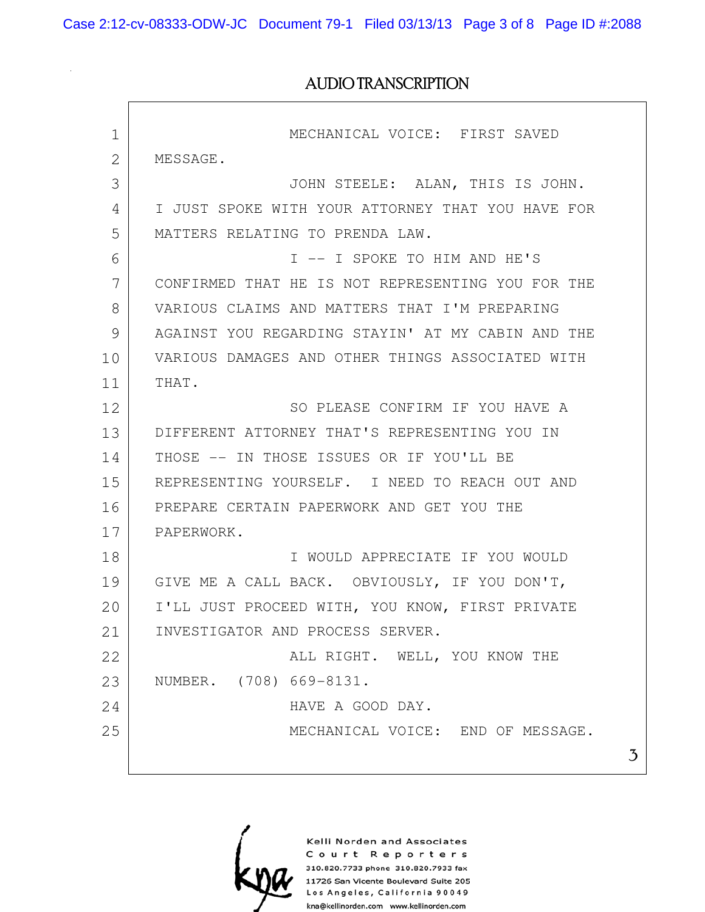# AUDIO TRANSCRIPTION

MECHANICAL VOICE: FIRST SAVED MESSAGE.

JOHN STEELE: ALAN, THIS IS JOHN. I JUST SPOKE WITH YOUR ATTORNEY THAT YOU HAVE FOR MATTERS RELATING TO PRENDA LAW.

I -- I SPOKE TO HIM AND HE'S CONFIRMED THAT HE IS NOT REPRESENTING YOU FOR THE VARIOUS CLAIMS AND MATTERS THAT I'M PREPARING AGAINST YOU REGARDING STAYIN' AT MY CABIN AND THE VARIOUS DAMAGES AND OTHER THINGS ASSOCIATED WITH THAT.

SO PLEASE CONFIRM IF YOU HAVE A DIFFERENT ATTORNEY THAT'S REPRESENTING YOU IN THOSE -- IN THOSE ISSUES OR IF YOU'LL BE REPRESENTING YOURSELF. I NEED TO REACH OUT AND PREPARE CERTAIN PAPERWORK AND GET YOU THE PAPERWORK.

I WOULD APPRECIATE IF YOU WOULD GIVE ME A CALL BACK. OBVIOUSLY, IF YOU DON'T, I'LL JUST PROCEED WITH, YOU KNOW, FIRST PRIVATE INVESTIGATOR AND PROCESS SERVER.

ALL RIGHT. WELL, YOU KNOW THE NUMBER. (708) 669-8131.

HAVE A GOOD DAY.

MECHANICAL VOICE: END OF MESSAGE.

Kelli Norden and Associates
Court Reporters
310.820.7733 phone 310.820.7933 fax
11726 San Vicente Boulevard Suite 205
Los Angeles, California 90049
kna@kellinorden.com www.kellinorden.com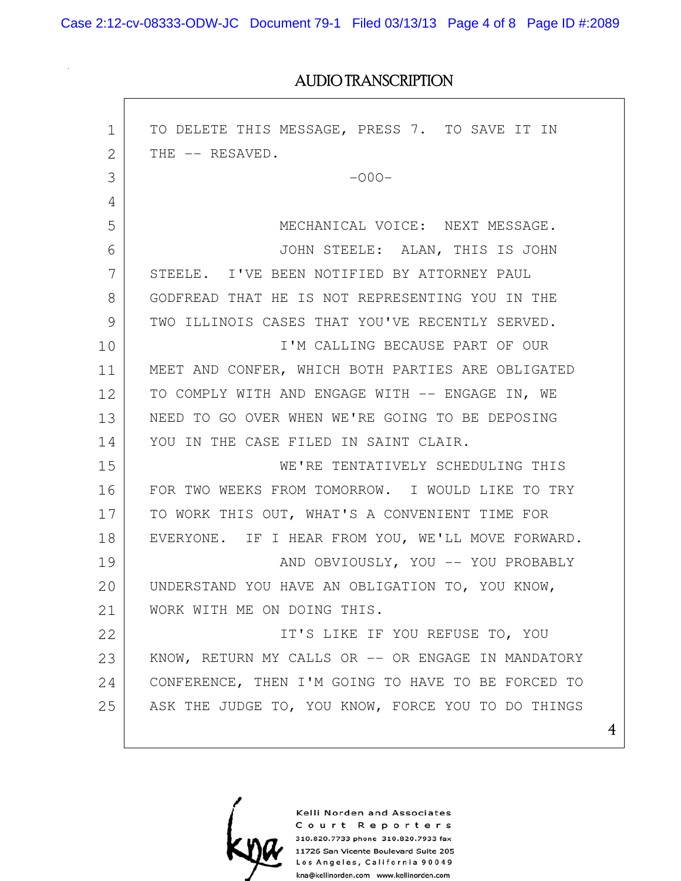# AUDIO TRANSCRIPTION

1 TO DELETE THIS MESSAGE, PRESS 7. TO SAVE IT IN
2 THE -- RESAVED.
3 -OOO-
4
5 MECHANICAL VOICE: NEXT MESSAGE.
6 JOHN STEELE: ALAN, THIS IS JOHN
7 STEELE. I'VE BEEN NOTIFIED BY ATTORNEY PAUL
8 GODFREAD THAT HE IS NOT REPRESENTING YOU IN THE
9 TWO ILLINOIS CASES THAT YOU'VE RECENTLY SERVED.
10 I'M CALLING BECAUSE PART OF OUR
11 MEET AND CONFER, WHICH BOTH PARTIES ARE OBLIGATED
12 TO COMPLY WITH AND ENGAGE WITH -- ENGAGE IN, WE
13 NEED TO GO OVER WHEN WE'RE GOING TO BE DEPOSING
14 YOU IN THE CASE FILED IN SAINT CLAIR.
15 WE'RE TENTATIVELY SCHEDULING THIS
16 FOR TWO WEEKS FROM TOMORROW. I WOULD LIKE TO TRY
17 TO WORK THIS OUT, WHAT'S A CONVENIENT TIME FOR
18 EVERYONE. IF I HEAR FROM YOU, WE'LL MOVE FORWARD.
19 AND OBVIOUSLY, YOU -- YOU PROBABLY
20 UNDERSTAND YOU HAVE AN OBLIGATION TO, YOU KNOW,
21 WORK WITH ME ON DOING THIS.
22 IT'S LIKE IF YOU REFUSE TO, YOU
23 KNOW, RETURN MY CALLS OR -- OR ENGAGE IN MANDATORY
24 CONFERENCE, THEN I'M GOING TO HAVE TO BE FORCED TO
25 ASK THE JUDGE TO, YOU KNOW, FORCE YOU TO DO THINGS

Kelli Norden and Associates
Court Reporters
310.820.7733 phone 310.820.7933 fax
11726 San Vicente Boulevard Suite 205
Los Angeles, California 90049
kna@kellinorden.com www.kellinorden.com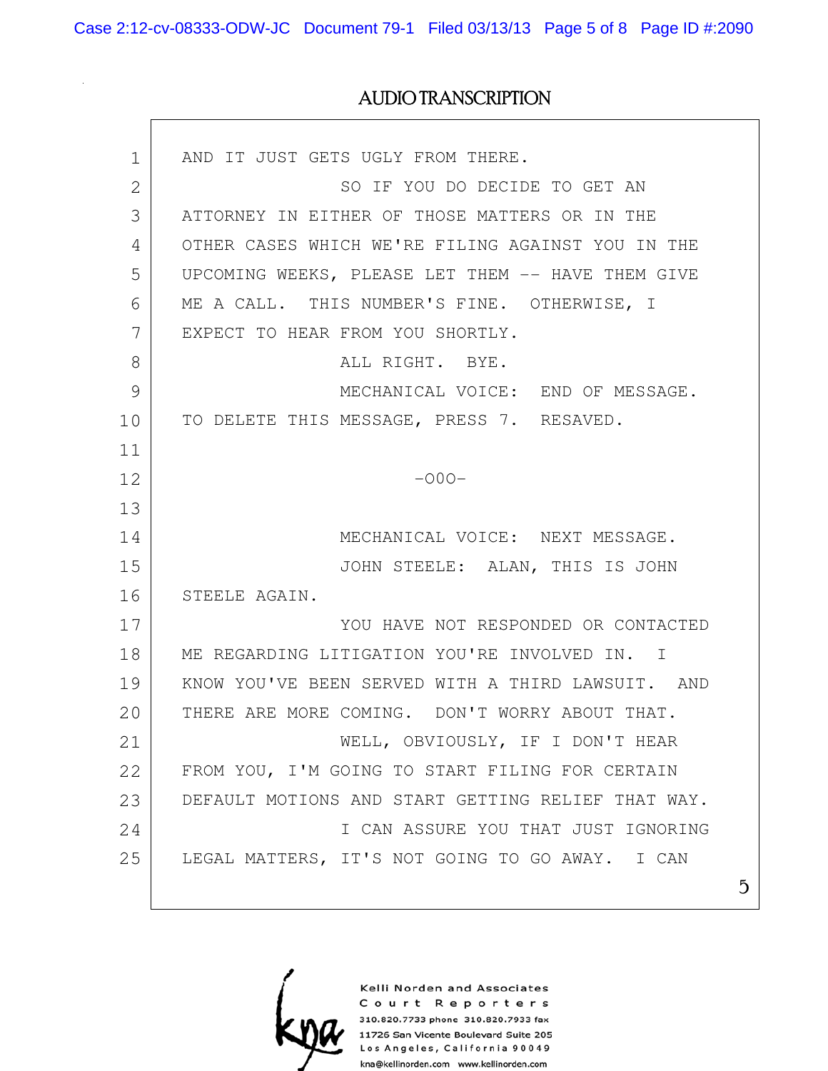# AUDIO TRANSCRIPTION

1 AND IT JUST GETS UGLY FROM THERE.

2 SO IF YOU DO DECIDE TO GET AN

3 ATTORNEY IN EITHER OF THOSE MATTERS OR IN THE

4 OTHER CASES WHICH WE'RE FILING AGAINST YOU IN THE

5 UPCOMING WEEKS, PLEASE LET THEM -- HAVE THEM GIVE

6 ME A CALL. THIS NUMBER'S FINE. OTHERWISE, I

7 EXPECT TO HEAR FROM YOU SHORTLY.

8 ALL RIGHT. BYE.

9 MECHANICAL VOICE: END OF MESSAGE.

10 TO DELETE THIS MESSAGE, PRESS 7. RESAVED.

11

12 -OOO-

13

14 MECHANICAL VOICE: NEXT MESSAGE.

15 JOHN STEELE: ALAN, THIS IS JOHN

16 STEELE AGAIN.

17 YOU HAVE NOT RESPONDED OR CONTACTED

18 ME REGARDING LITIGATION YOU'RE INVOLVED IN. I

19 KNOW YOU'VE BEEN SERVED WITH A THIRD LAWSUIT. AND

20 THERE ARE MORE COMING. DON'T WORRY ABOUT THAT.

21 WELL, OBVIOUSLY, IF I DON'T HEAR

22 FROM YOU, I'M GOING TO START FILING FOR CERTAIN

23 DEFAULT MOTIONS AND START GETTING RELIEF THAT WAY.

24 I CAN ASSURE YOU THAT JUST IGNORING

25 LEGAL MATTERS, IT'S NOT GOING TO GO AWAY. I CAN

Kelli Norden and Associates
Court Reporters
310.820.7733 phone 310.820.7933 fax
11726 San Vicente Boulevard Suite 205
Los Angeles, California 90049
kna@kellinorden.com www.kellinorden.com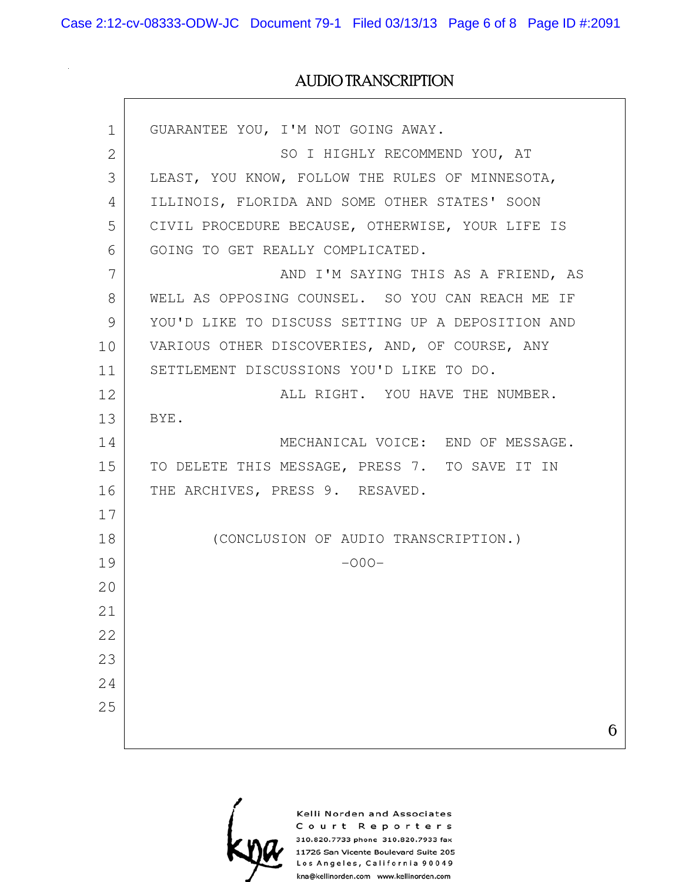# AUDIO TRANSCRIPTION

GUARANTEE YOU, I'M NOT GOING AWAY.

SO I HIGHLY RECOMMEND YOU, AT LEAST, YOU KNOW, FOLLOW THE RULES OF MINNESOTA, ILLINOIS, FLORIDA AND SOME OTHER STATES' SOON CIVIL PROCEDURE BECAUSE, OTHERWISE, YOUR LIFE IS GOING TO GET REALLY COMPLICATED.

AND I'M SAYING THIS AS A FRIEND, AS WELL AS OPPOSING COUNSEL. SO YOU CAN REACH ME IF YOU'D LIKE TO DISCUSS SETTING UP A DEPOSITION AND VARIOUS OTHER DISCOVERIES, AND, OF COURSE, ANY SETTLEMENT DISCUSSIONS YOU'D LIKE TO DO.

ALL RIGHT. YOU HAVE THE NUMBER. BYE.

MECHANICAL VOICE: END OF MESSAGE. TO DELETE THIS MESSAGE, PRESS 7. TO SAVE IT IN THE ARCHIVES, PRESS 9. RESAVED.

(CONCLUSION OF AUDIO TRANSCRIPTION.)

-OOO-

Kelli Norden and Associates
Court Reporters
310.820.7733 phone 310.820.7933 fax
11726 San Vicente Boulevard Suite 205
Los Angeles, California 90049
kna@kellinorden.com www.kellinorden.com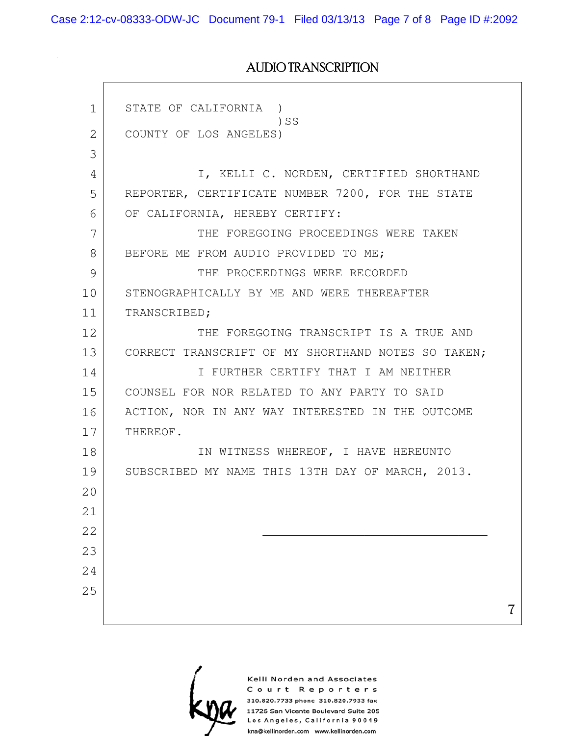AUDIO TRANSCRIPTION

STATE OF CALIFORNIA )
)SS
COUNTY OF LOS ANGELES)

I, KELLI C. NORDEN, CERTIFIED SHORTHAND REPORTER, CERTIFICATE NUMBER 7200, FOR THE STATE OF CALIFORNIA, HEREBY CERTIFY:

THE FOREGOING PROCEEDINGS WERE TAKEN BEFORE ME FROM AUDIO PROVIDED TO ME;

THE PROCEEDINGS WERE RECORDED STENOGRAPHICALLY BY ME AND WERE THEREAFTER TRANSCRIBED;

THE FOREGOING TRANSCRIPT IS A TRUE AND CORRECT TRANSCRIPT OF MY SHORTHAND NOTES SO TAKEN;

I FURTHER CERTIFY THAT I AM NEITHER COUNSEL FOR NOR RELATED TO ANY PARTY TO SAID ACTION, NOR IN ANY WAY INTERESTED IN THE OUTCOME THEREOF.

IN WITNESS WHEREOF, I HAVE HEREUNTO SUBSCRIBED MY NAME THIS 13TH DAY OF MARCH, 2013.

\_\_\_\_\_\_\_\_\_\_\_\_\_\_\_\_\_\_\_\_\_\_\_\_\_\_\_\_\_\_\_\_

Kelli Norden and Associates
Court Reporters
310.820.7733 phone 310.820.7933 fax
11726 San Vicente Boulevard Suite 205
Los Angeles, California 90049
kna@kellinorden.com www.kellinorden.com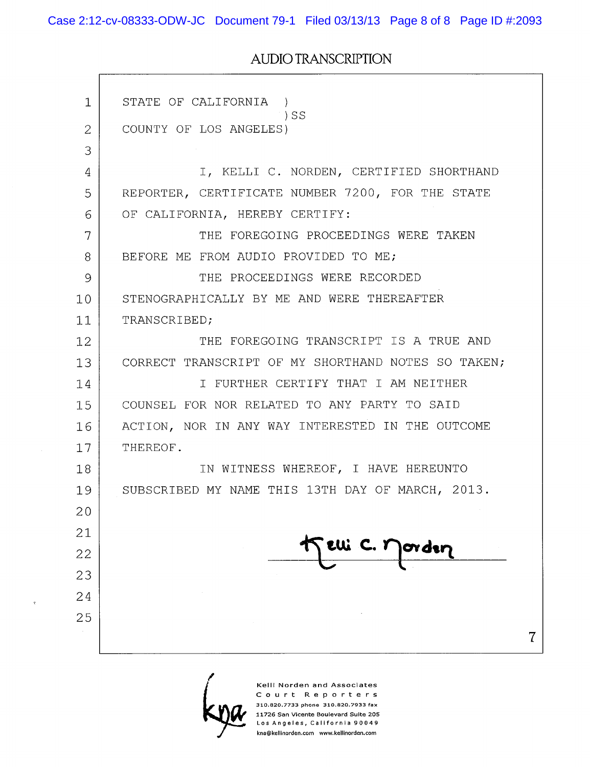# AUDIO TRANSCRIPTION

STATE OF CALIFORNIA )
) SS
COUNTY OF LOS ANGELES)

I, KELLI C. NORDEN, CERTIFIED SHORTHAND REPORTER, CERTIFICATE NUMBER 7200, FOR THE STATE OF CALIFORNIA, HEREBY CERTIFY:

THE FOREGOING PROCEEDINGS WERE TAKEN BEFORE ME FROM AUDIO PROVIDED TO ME;

THE PROCEEDINGS WERE RECORDED STENOGRAPHICALLY BY ME AND WERE THEREAFTER TRANSCRIBED;

THE FOREGOING TRANSCRIPT IS A TRUE AND CORRECT TRANSCRIPT OF MY SHORTHAND NOTES SO TAKEN;

I FURTHER CERTIFY THAT I AM NEITHER COUNSEL FOR NOR RELATED TO ANY PARTY TO SAID ACTION, NOR IN ANY WAY INTERESTED IN THE OUTCOME THEREOF.

IN WITNESS WHEREOF, I HAVE HEREUNTO SUBSCRIBED MY NAME THIS 13TH DAY OF MARCH, 2013.

Kelli C. Norden

Kelli Norden and Associates
Court Reporters
310.820.7733 phone 310.820.7933 fax
11726 San Vicente Boulevard Suite 205
Los Angeles, California 90049
kna@kellinorden.com www.kellinorden.com